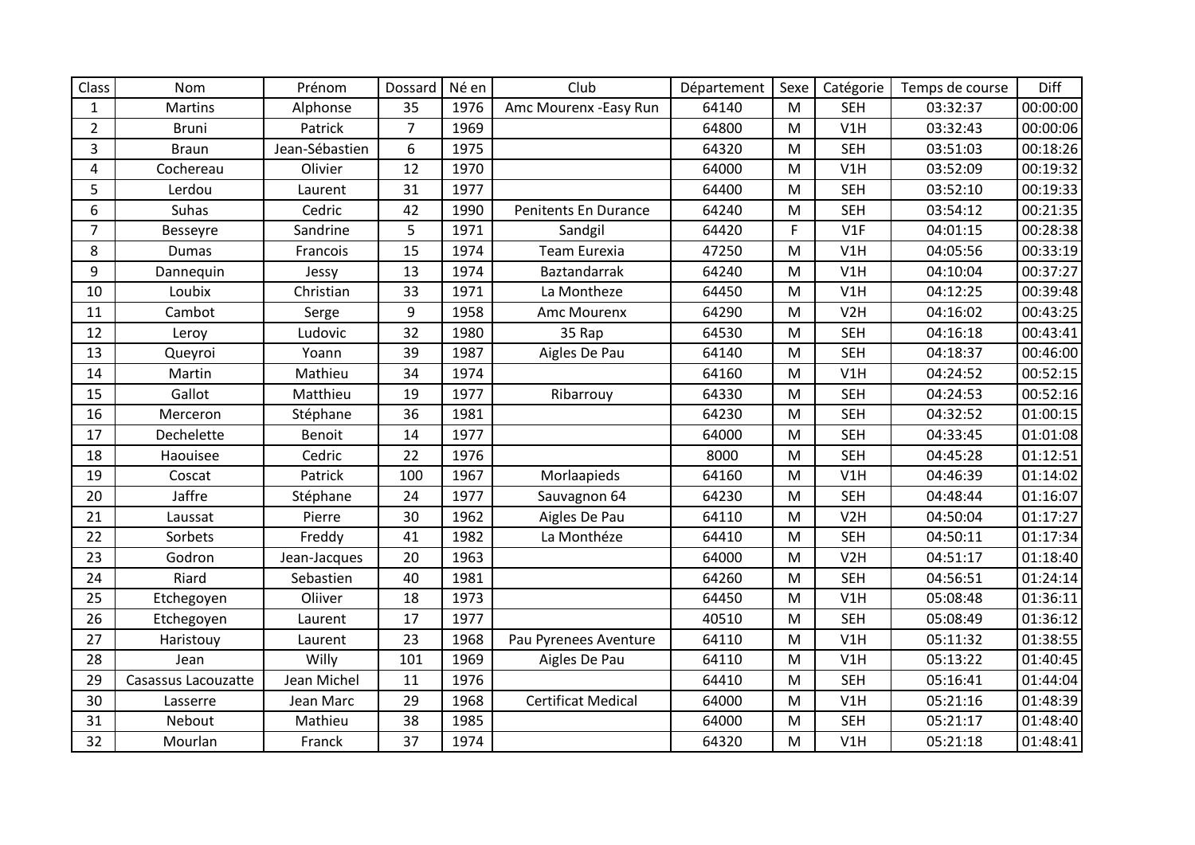| Class | Nom | Prénom | Dossard | Né en | Club | Département | Sexe | Catégorie | Temps de course | Diff |
|---|---|---|---|---|---|---|---|---|---|---|
| 1 | Martins | Alphonse | 35 | 1976 | Amc Mourenx -Easy Run | 64140 | M | SEH | 03:32:37 | 00:00:00 |
| 2 | Bruni | Patrick | 7 | 1969 | | 64800 | M | V1H | 03:32:43 | 00:00:06 |
| 3 | Braun | Jean-Sébastien | 6 | 1975 | | 64320 | M | SEH | 03:51:03 | 00:18:26 |
| 4 | Cochereau | Olivier | 12 | 1970 | | 64000 | M | V1H | 03:52:09 | 00:19:32 |
| 5 | Lerdou | Laurent | 31 | 1977 | | 64400 | M | SEH | 03:52:10 | 00:19:33 |
| 6 | Suhas | Cedric | 42 | 1990 | Penitents En Durance | 64240 | M | SEH | 03:54:12 | 00:21:35 |
| 7 | Besseyre | Sandrine | 5 | 1971 | Sandgil | 64420 | F | V1F | 04:01:15 | 00:28:38 |
| 8 | Dumas | Francois | 15 | 1974 | Team Eurexia | 47250 | M | V1H | 04:05:56 | 00:33:19 |
| 9 | Dannequin | Jessy | 13 | 1974 | Baztandarrak | 64240 | M | V1H | 04:10:04 | 00:37:27 |
| 10 | Loubix | Christian | 33 | 1971 | La Montheze | 64450 | M | V1H | 04:12:25 | 00:39:48 |
| 11 | Cambot | Serge | 9 | 1958 | Amc Mourenx | 64290 | M | V2H | 04:16:02 | 00:43:25 |
| 12 | Leroy | Ludovic | 32 | 1980 | 35 Rap | 64530 | M | SEH | 04:16:18 | 00:43:41 |
| 13 | Queyroi | Yoann | 39 | 1987 | Aigles De Pau | 64140 | M | SEH | 04:18:37 | 00:46:00 |
| 14 | Martin | Mathieu | 34 | 1974 | | 64160 | M | V1H | 04:24:52 | 00:52:15 |
| 15 | Gallot | Matthieu | 19 | 1977 | Ribarrouy | 64330 | M | SEH | 04:24:53 | 00:52:16 |
| 16 | Merceron | Stéphane | 36 | 1981 | | 64230 | M | SEH | 04:32:52 | 01:00:15 |
| 17 | Dechelette | Benoit | 14 | 1977 | | 64000 | M | SEH | 04:33:45 | 01:01:08 |
| 18 | Haouisee | Cedric | 22 | 1976 | | 8000 | M | SEH | 04:45:28 | 01:12:51 |
| 19 | Coscat | Patrick | 100 | 1967 | Morlaapieds | 64160 | M | V1H | 04:46:39 | 01:14:02 |
| 20 | Jaffre | Stéphane | 24 | 1977 | Sauvagnon 64 | 64230 | M | SEH | 04:48:44 | 01:16:07 |
| 21 | Laussat | Pierre | 30 | 1962 | Aigles De Pau | 64110 | M | V2H | 04:50:04 | 01:17:27 |
| 22 | Sorbets | Freddy | 41 | 1982 | La Monthéze | 64410 | M | SEH | 04:50:11 | 01:17:34 |
| 23 | Godron | Jean-Jacques | 20 | 1963 | | 64000 | M | V2H | 04:51:17 | 01:18:40 |
| 24 | Riard | Sebastien | 40 | 1981 | | 64260 | M | SEH | 04:56:51 | 01:24:14 |
| 25 | Etchegoyen | Oliiver | 18 | 1973 | | 64450 | M | V1H | 05:08:48 | 01:36:11 |
| 26 | Etchegoyen | Laurent | 17 | 1977 | | 40510 | M | SEH | 05:08:49 | 01:36:12 |
| 27 | Haristouy | Laurent | 23 | 1968 | Pau Pyrenees Aventure | 64110 | M | V1H | 05:11:32 | 01:38:55 |
| 28 | Jean | Willy | 101 | 1969 | Aigles De Pau | 64110 | M | V1H | 05:13:22 | 01:40:45 |
| 29 | Casassus Lacouzatte | Jean Michel | 11 | 1976 | | 64410 | M | SEH | 05:16:41 | 01:44:04 |
| 30 | Lasserre | Jean Marc | 29 | 1968 | Certificat Medical | 64000 | M | V1H | 05:21:16 | 01:48:39 |
| 31 | Nebout | Mathieu | 38 | 1985 | | 64000 | M | SEH | 05:21:17 | 01:48:40 |
| 32 | Mourlan | Franck | 37 | 1974 | | 64320 | M | V1H | 05:21:18 | 01:48:41 |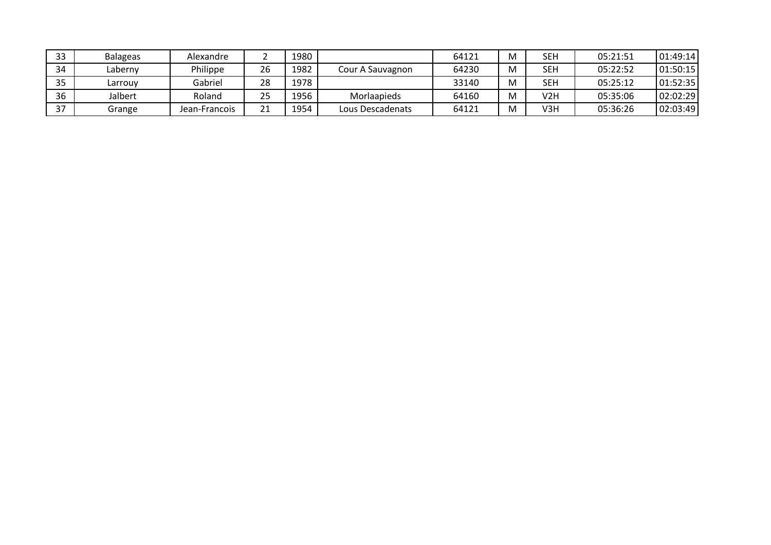| | | | | | | | | | | |
|---|---|---|---|---|---|---|---|---|---|---|
| 33 | Balageas | Alexandre | 2 | 1980 | | 64121 | M | SEH | 05:21:51 | 01:49:14 |
| 34 | Laberny | Philippe | 26 | 1982 | Cour A Sauvagnon | 64230 | M | SEH | 05:22:52 | 01:50:15 |
| 35 | Larrouy | Gabriel | 28 | 1978 | | 33140 | M | SEH | 05:25:12 | 01:52:35 |
| 36 | Jalbert | Roland | 25 | 1956 | Morlaapieds | 64160 | M | V2H | 05:35:06 | 02:02:29 |
| 37 | Grange | Jean-Francois | 21 | 1954 | Lous Descadenats | 64121 | M | V3H | 05:36:26 | 02:03:49 |